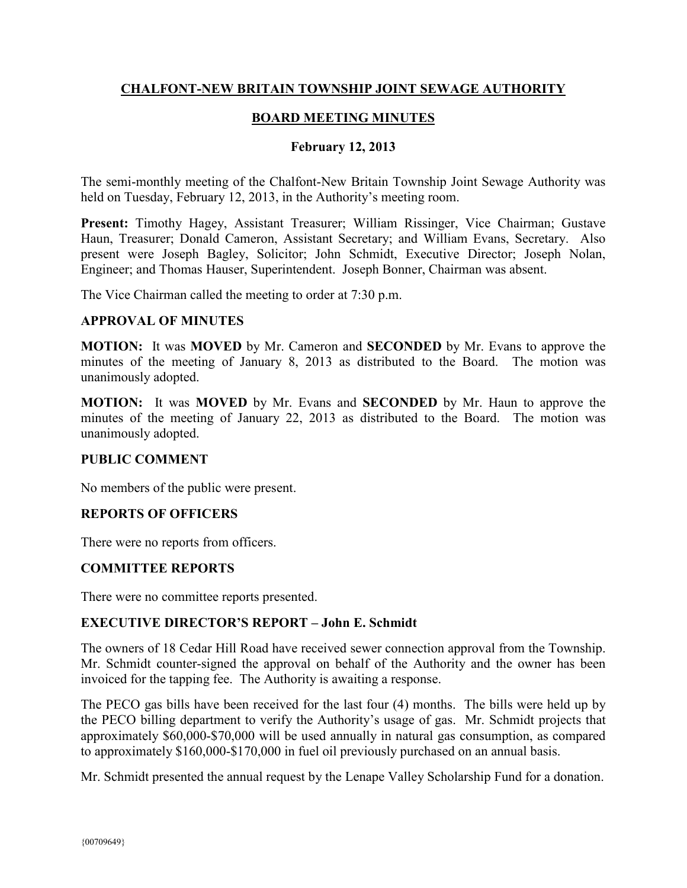# CHALFONT-NEW BRITAIN TOWNSHIP JOINT SEWAGE AUTHORITY

## BOARD MEETING MINUTES

### February 12, 2013

The semi-monthly meeting of the Chalfont-New Britain Township Joint Sewage Authority was held on Tuesday, February 12, 2013, in the Authority's meeting room.

**Present:** Timothy Hagey, Assistant Treasurer; William Rissinger, Vice Chairman; Gustave Haun, Treasurer; Donald Cameron, Assistant Secretary; and William Evans, Secretary. Also present were Joseph Bagley, Solicitor; John Schmidt, Executive Director; Joseph Nolan, Engineer; and Thomas Hauser, Superintendent. Joseph Bonner, Chairman was absent.

The Vice Chairman called the meeting to order at 7:30 p.m.

### APPROVAL OF MINUTES

**MOTION:** It was **MOVED** by Mr. Cameron and **SECONDED** by Mr. Evans to approve the minutes of the meeting of January 8, 2013 as distributed to the Board. The motion was unanimously adopted.

**MOTION:** It was **MOVED** by Mr. Evans and **SECONDED** by Mr. Haun to approve the minutes of the meeting of January 22, 2013 as distributed to the Board. The motion was unanimously adopted.

### PUBLIC COMMENT

No members of the public were present.

### REPORTS OF OFFICERS

There were no reports from officers.

### COMMITTEE REPORTS

There were no committee reports presented.

### EXECUTIVE DIRECTOR'S REPORT – John E. Schmidt

The owners of 18 Cedar Hill Road have received sewer connection approval from the Township. Mr. Schmidt counter-signed the approval on behalf of the Authority and the owner has been invoiced for the tapping fee. The Authority is awaiting a response.

The PECO gas bills have been received for the last four (4) months. The bills were held up by the PECO billing department to verify the Authority's usage of gas. Mr. Schmidt projects that approximately $60,000-$70,000 will be used annually in natural gas consumption, as compared to approximately $160,000-$170,000 in fuel oil previously purchased on an annual basis.

Mr. Schmidt presented the annual request by the Lenape Valley Scholarship Fund for a donation.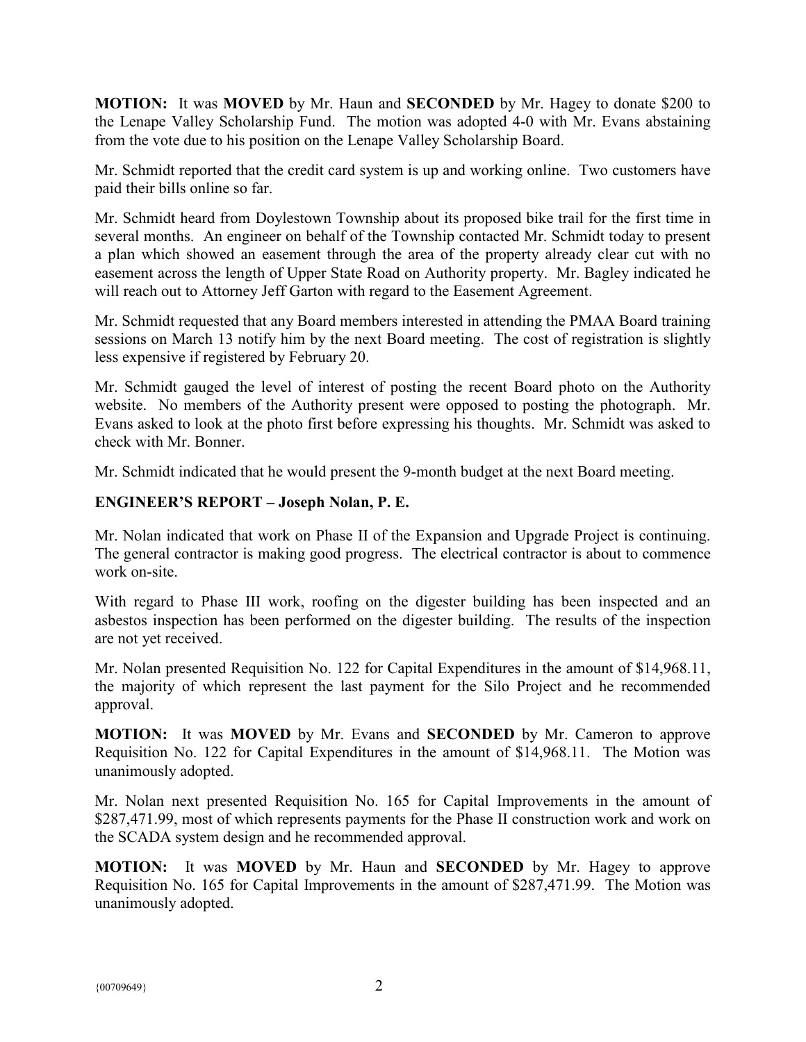**MOTION:** It was **MOVED** by Mr. Haun and **SECONDED** by Mr. Hagey to donate $200 to the Lenape Valley Scholarship Fund. The motion was adopted 4-0 with Mr. Evans abstaining from the vote due to his position on the Lenape Valley Scholarship Board.

Mr. Schmidt reported that the credit card system is up and working online. Two customers have paid their bills online so far.

Mr. Schmidt heard from Doylestown Township about its proposed bike trail for the first time in several months. An engineer on behalf of the Township contacted Mr. Schmidt today to present a plan which showed an easement through the area of the property already clear cut with no easement across the length of Upper State Road on Authority property. Mr. Bagley indicated he will reach out to Attorney Jeff Garton with regard to the Easement Agreement.

Mr. Schmidt requested that any Board members interested in attending the PMAA Board training sessions on March 13 notify him by the next Board meeting. The cost of registration is slightly less expensive if registered by February 20.

Mr. Schmidt gauged the level of interest of posting the recent Board photo on the Authority website. No members of the Authority present were opposed to posting the photograph. Mr. Evans asked to look at the photo first before expressing his thoughts. Mr. Schmidt was asked to check with Mr. Bonner.

Mr. Schmidt indicated that he would present the 9-month budget at the next Board meeting.

**ENGINEER'S REPORT – Joseph Nolan, P. E.**

Mr. Nolan indicated that work on Phase II of the Expansion and Upgrade Project is continuing. The general contractor is making good progress. The electrical contractor is about to commence work on-site.

With regard to Phase III work, roofing on the digester building has been inspected and an asbestos inspection has been performed on the digester building. The results of the inspection are not yet received.

Mr. Nolan presented Requisition No. 122 for Capital Expenditures in the amount of $14,968.11, the majority of which represent the last payment for the Silo Project and he recommended approval.

**MOTION:** It was **MOVED** by Mr. Evans and **SECONDED** by Mr. Cameron to approve Requisition No. 122 for Capital Expenditures in the amount of $14,968.11. The Motion was unanimously adopted.

Mr. Nolan next presented Requisition No. 165 for Capital Improvements in the amount of $287,471.99, most of which represents payments for the Phase II construction work and work on the SCADA system design and he recommended approval.

**MOTION:** It was **MOVED** by Mr. Haun and **SECONDED** by Mr. Hagey to approve Requisition No. 165 for Capital Improvements in the amount of $287,471.99. The Motion was unanimously adopted.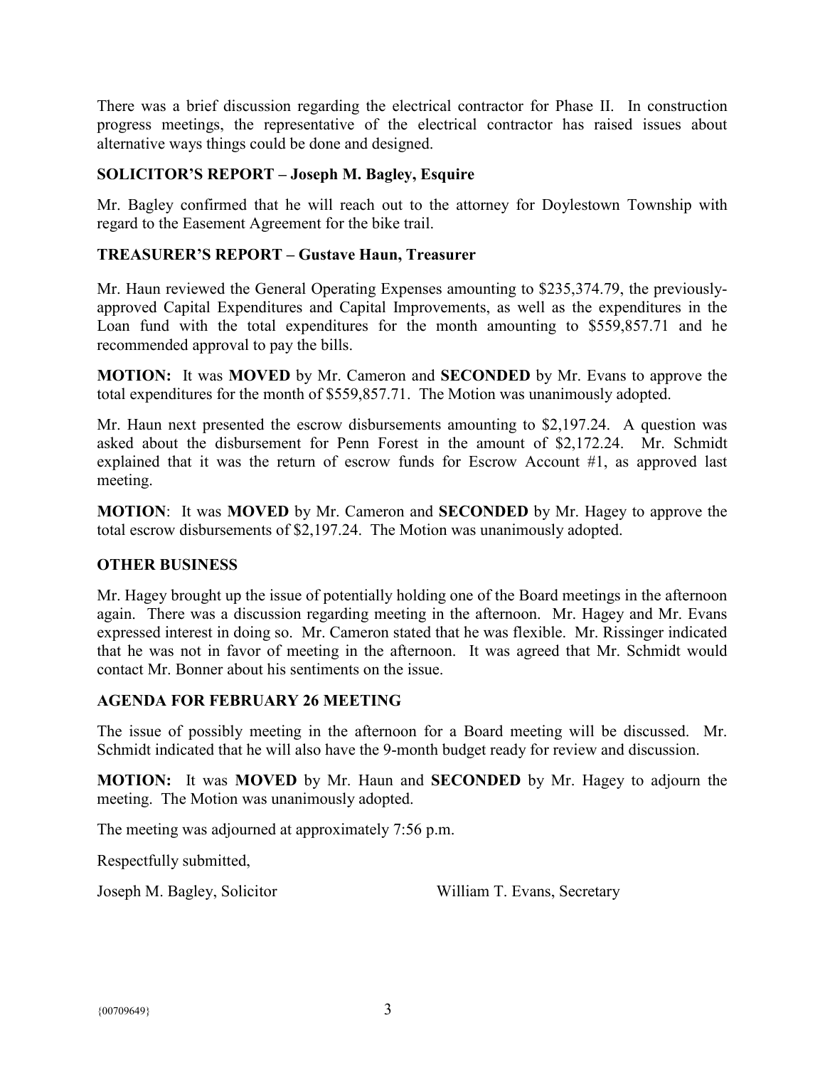There was a brief discussion regarding the electrical contractor for Phase II. In construction progress meetings, the representative of the electrical contractor has raised issues about alternative ways things could be done and designed.

**SOLICITOR'S REPORT – Joseph M. Bagley, Esquire**

Mr. Bagley confirmed that he will reach out to the attorney for Doylestown Township with regard to the Easement Agreement for the bike trail.

**TREASURER'S REPORT – Gustave Haun, Treasurer**

Mr. Haun reviewed the General Operating Expenses amounting to $235,374.79, the previously-approved Capital Expenditures and Capital Improvements, as well as the expenditures in the Loan fund with the total expenditures for the month amounting to $559,857.71 and he recommended approval to pay the bills.

**MOTION:** It was **MOVED** by Mr. Cameron and **SECONDED** by Mr. Evans to approve the total expenditures for the month of $559,857.71. The Motion was unanimously adopted.

Mr. Haun next presented the escrow disbursements amounting to $2,197.24. A question was asked about the disbursement for Penn Forest in the amount of $2,172.24. Mr. Schmidt explained that it was the return of escrow funds for Escrow Account #1, as approved last meeting.

**MOTION**: It was **MOVED** by Mr. Cameron and **SECONDED** by Mr. Hagey to approve the total escrow disbursements of $2,197.24. The Motion was unanimously adopted.

**OTHER BUSINESS**

Mr. Hagey brought up the issue of potentially holding one of the Board meetings in the afternoon again. There was a discussion regarding meeting in the afternoon. Mr. Hagey and Mr. Evans expressed interest in doing so. Mr. Cameron stated that he was flexible. Mr. Rissinger indicated that he was not in favor of meeting in the afternoon. It was agreed that Mr. Schmidt would contact Mr. Bonner about his sentiments on the issue.

**AGENDA FOR FEBRUARY 26 MEETING**

The issue of possibly meeting in the afternoon for a Board meeting will be discussed. Mr. Schmidt indicated that he will also have the 9-month budget ready for review and discussion.

**MOTION:** It was **MOVED** by Mr. Haun and **SECONDED** by Mr. Hagey to adjourn the meeting. The Motion was unanimously adopted.

The meeting was adjourned at approximately 7:56 p.m.

Respectfully submitted,

Joseph M. Bagley, Solicitor

William T. Evans, Secretary

{00709649}